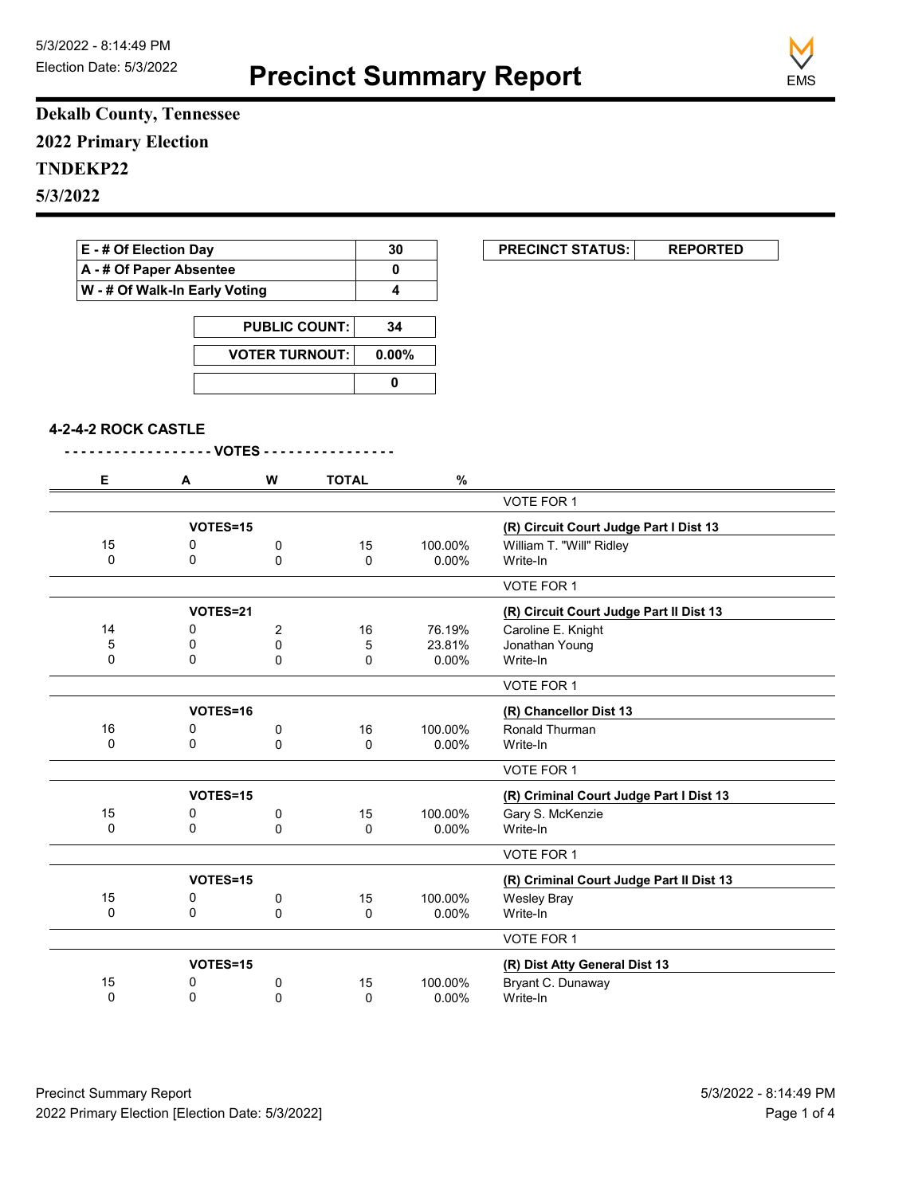5/3/2022 - 8:14:49 PM
Election Date: 5/3/2022

# Precinct Summary Report

EMS

## Dekalb County, Tennessee
## 2022 Primary Election
## TNDEKP22
## 5/3/2022

| | |
|---|---|
| E - # Of Election Day | 30 |
| A - # Of Paper Absentee | 0 |
| W - # Of Walk-In Early Voting | 4 |

| | |
|---|---|
| PUBLIC COUNT: | 34 |
| VOTER TURNOUT: | 0.00% |
| | 0 |

| PRECINCT STATUS: | REPORTED |
|---|---|

### 4-2-4-2 ROCK CASTLE

- - - - - - - - - - - - - - - - - - VOTES - - - - - - - - - - - - - - - -

| E | A | W | TOTAL | % | |
|---|---|---|---|---|---|
| | | | | | VOTE FOR 1 |
| | VOTES=15 | | | | **(R) Circuit Court Judge Part I Dist 13** |
| 15 | 0 | 0 | 15 | 100.00% | William T. "Will" Ridley |
| 0 | 0 | 0 | 0 | 0.00% | Write-In |
| | | | | | VOTE FOR 1 |
| | VOTES=21 | | | | **(R) Circuit Court Judge Part II Dist 13** |
| 14 | 0 | 2 | 16 | 76.19% | Caroline E. Knight |
| 5 | 0 | 0 | 5 | 23.81% | Jonathan Young |
| 0 | 0 | 0 | 0 | 0.00% | Write-In |
| | | | | | VOTE FOR 1 |
| | VOTES=16 | | | | **(R) Chancellor Dist 13** |
| 16 | 0 | 0 | 16 | 100.00% | Ronald Thurman |
| 0 | 0 | 0 | 0 | 0.00% | Write-In |
| | | | | | VOTE FOR 1 |
| | VOTES=15 | | | | **(R) Criminal Court Judge Part I Dist 13** |
| 15 | 0 | 0 | 15 | 100.00% | Gary S. McKenzie |
| 0 | 0 | 0 | 0 | 0.00% | Write-In |
| | | | | | VOTE FOR 1 |
| | VOTES=15 | | | | **(R) Criminal Court Judge Part II Dist 13** |
| 15 | 0 | 0 | 15 | 100.00% | Wesley Bray |
| 0 | 0 | 0 | 0 | 0.00% | Write-In |
| | | | | | VOTE FOR 1 |
| | VOTES=15 | | | | **(R) Dist Atty General Dist 13** |
| 15 | 0 | 0 | 15 | 100.00% | Bryant C. Dunaway |
| 0 | 0 | 0 | 0 | 0.00% | Write-In |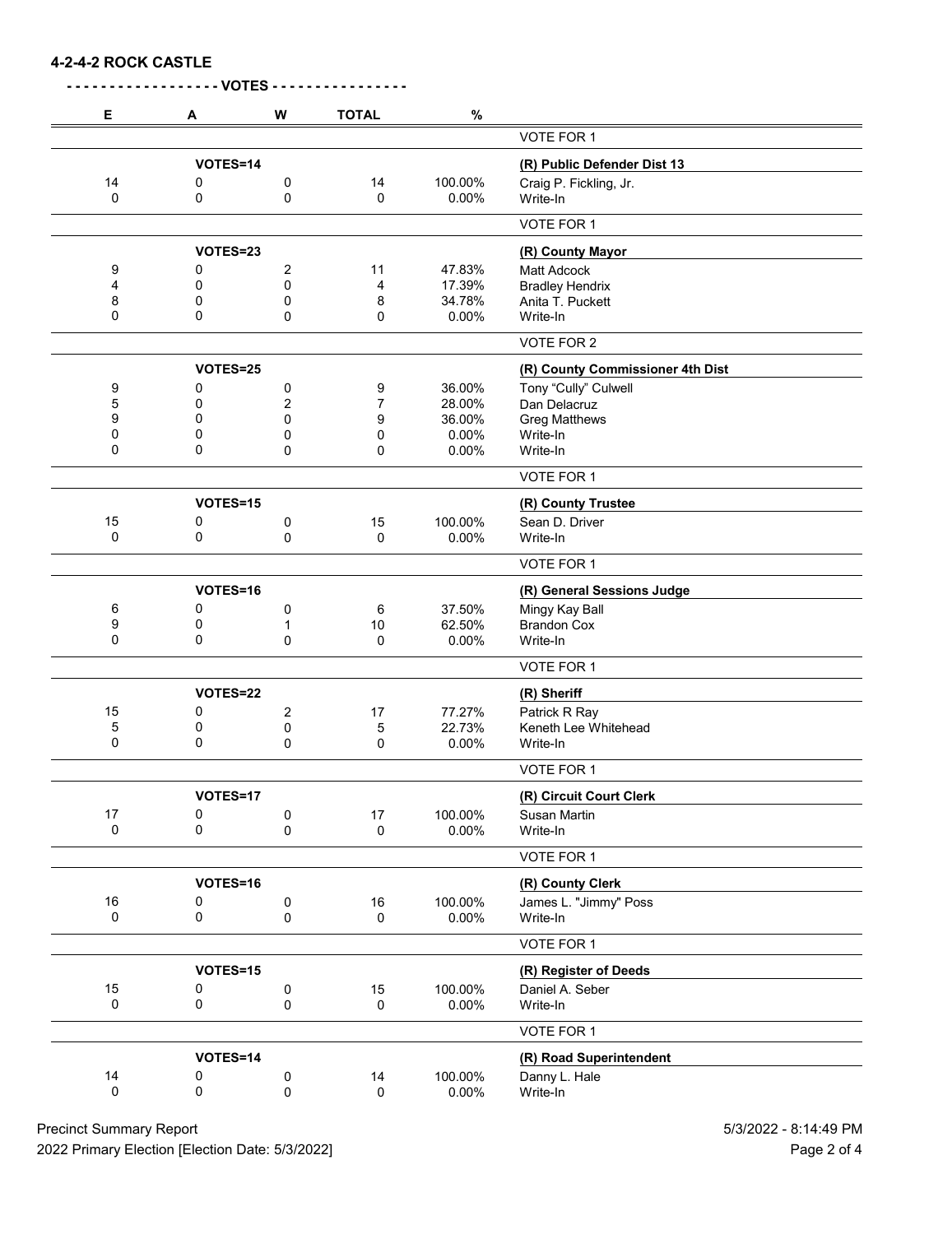## 4-2-4-2 ROCK CASTLE

- - - - - - - - - - - - - - - - - - VOTES - - - - - - - - - - - - - - - -

| E | A | W | TOTAL | % | |
|---|---|---|---|---|---|
| | | | | | VOTE FOR 1 |
| | VOTES=14 | | | | **(R) Public Defender Dist 13** |
| 14 | 0 | 0 | 14 | 100.00% | Craig P. Fickling, Jr. |
| 0 | 0 | 0 | 0 | 0.00% | Write-In |
| | | | | | VOTE FOR 1 |
| | VOTES=23 | | | | **(R) County Mayor** |
| 9 | 0 | 2 | 11 | 47.83% | Matt Adcock |
| 4 | 0 | 0 | 4 | 17.39% | Bradley Hendrix |
| 8 | 0 | 0 | 8 | 34.78% | Anita T. Puckett |
| 0 | 0 | 0 | 0 | 0.00% | Write-In |
| | | | | | VOTE FOR 2 |
| | VOTES=25 | | | | **(R) County Commissioner 4th Dist** |
| 9 | 0 | 0 | 9 | 36.00% | Tony "Cully" Culwell |
| 5 | 0 | 2 | 7 | 28.00% | Dan Delacruz |
| 9 | 0 | 0 | 9 | 36.00% | Greg Matthews |
| 0 | 0 | 0 | 0 | 0.00% | Write-In |
| 0 | 0 | 0 | 0 | 0.00% | Write-In |
| | | | | | VOTE FOR 1 |
| | VOTES=15 | | | | **(R) County Trustee** |
| 15 | 0 | 0 | 15 | 100.00% | Sean D. Driver |
| 0 | 0 | 0 | 0 | 0.00% | Write-In |
| | | | | | VOTE FOR 1 |
| | VOTES=16 | | | | **(R) General Sessions Judge** |
| 6 | 0 | 0 | 6 | 37.50% | Mingy Kay Ball |
| 9 | 0 | 1 | 10 | 62.50% | Brandon Cox |
| 0 | 0 | 0 | 0 | 0.00% | Write-In |
| | | | | | VOTE FOR 1 |
| | VOTES=22 | | | | **(R) Sheriff** |
| 15 | 0 | 2 | 17 | 77.27% | Patrick R Ray |
| 5 | 0 | 0 | 5 | 22.73% | Keneth Lee Whitehead |
| 0 | 0 | 0 | 0 | 0.00% | Write-In |
| | | | | | VOTE FOR 1 |
| | VOTES=17 | | | | **(R) Circuit Court Clerk** |
| 17 | 0 | 0 | 17 | 100.00% | Susan Martin |
| 0 | 0 | 0 | 0 | 0.00% | Write-In |
| | | | | | VOTE FOR 1 |
| | VOTES=16 | | | | **(R) County Clerk** |
| 16 | 0 | 0 | 16 | 100.00% | James L. "Jimmy" Poss |
| 0 | 0 | 0 | 0 | 0.00% | Write-In |
| | | | | | VOTE FOR 1 |
| | VOTES=15 | | | | **(R) Register of Deeds** |
| 15 | 0 | 0 | 15 | 100.00% | Daniel A. Seber |
| 0 | 0 | 0 | 0 | 0.00% | Write-In |
| | | | | | VOTE FOR 1 |
| | VOTES=14 | | | | **(R) Road Superintendent** |
| 14 | 0 | 0 | 14 | 100.00% | Danny L. Hale |
| 0 | 0 | 0 | 0 | 0.00% | Write-In |

Precinct Summary Report — 5/3/2022 - 8:14:49 PM

2022 Primary Election [Election Date: 5/3/2022]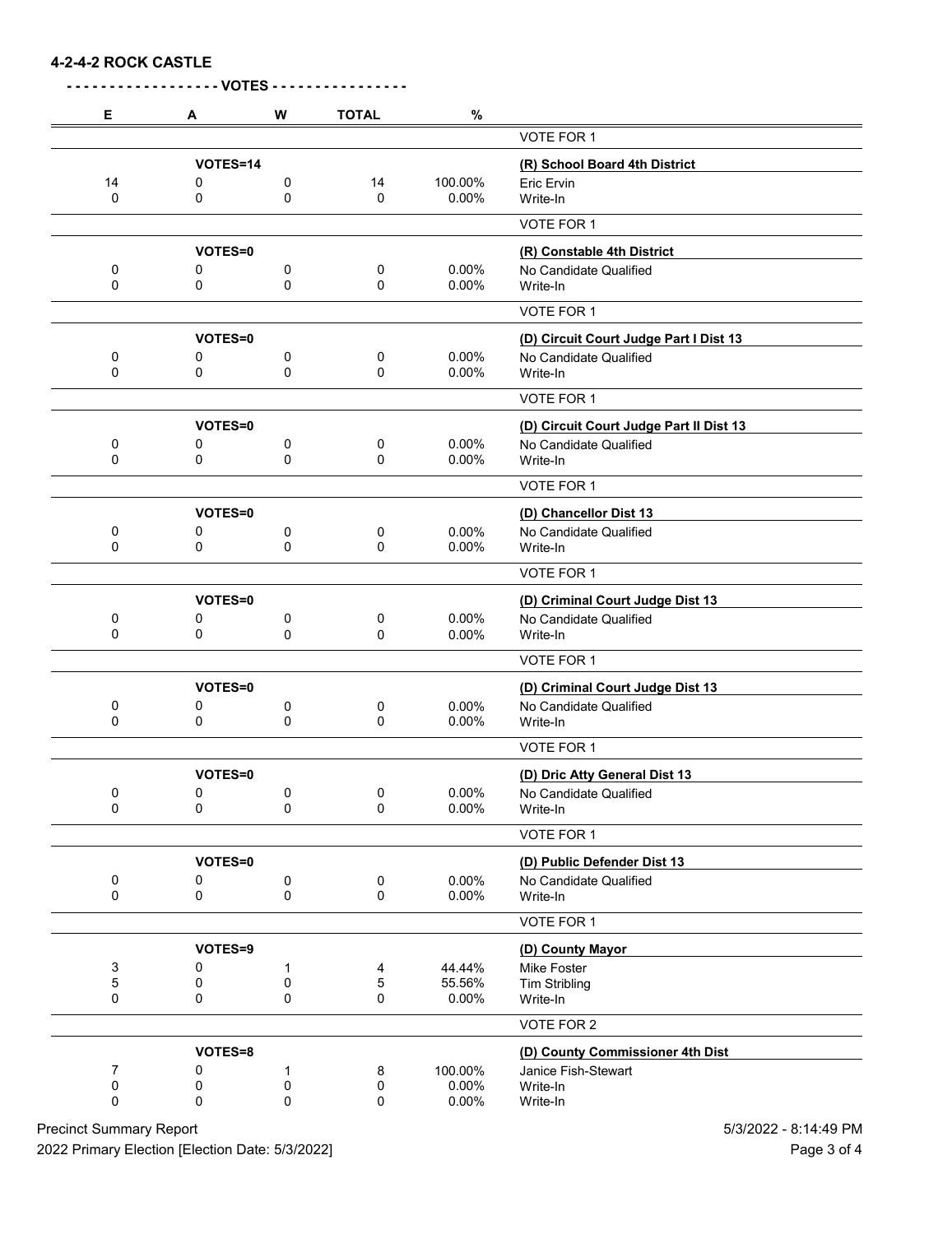**4-2-4-2 ROCK CASTLE**

\- - - - - - - - - - - - - - - - - - VOTES - - - - - - - - - - - - - - - -

| E | A | W | TOTAL | % | |
|---|---|---|---|---|---|
| | | | | | VOTE FOR 1 |
| | VOTES=14 | | | | **(R) School Board 4th District** |
| 14 | 0 | 0 | 14 | 100.00% | Eric Ervin |
| 0 | 0 | 0 | 0 | 0.00% | Write-In |
| | | | | | VOTE FOR 1 |
| | VOTES=0 | | | | **(R) Constable 4th District** |
| 0 | 0 | 0 | 0 | 0.00% | No Candidate Qualified |
| 0 | 0 | 0 | 0 | 0.00% | Write-In |
| | | | | | VOTE FOR 1 |
| | VOTES=0 | | | | **(D) Circuit Court Judge Part I Dist 13** |
| 0 | 0 | 0 | 0 | 0.00% | No Candidate Qualified |
| 0 | 0 | 0 | 0 | 0.00% | Write-In |
| | | | | | VOTE FOR 1 |
| | VOTES=0 | | | | **(D) Circuit Court Judge Part II Dist 13** |
| 0 | 0 | 0 | 0 | 0.00% | No Candidate Qualified |
| 0 | 0 | 0 | 0 | 0.00% | Write-In |
| | | | | | VOTE FOR 1 |
| | VOTES=0 | | | | **(D) Chancellor Dist 13** |
| 0 | 0 | 0 | 0 | 0.00% | No Candidate Qualified |
| 0 | 0 | 0 | 0 | 0.00% | Write-In |
| | | | | | VOTE FOR 1 |
| | VOTES=0 | | | | **(D) Criminal Court Judge Dist 13** |
| 0 | 0 | 0 | 0 | 0.00% | No Candidate Qualified |
| 0 | 0 | 0 | 0 | 0.00% | Write-In |
| | | | | | VOTE FOR 1 |
| | VOTES=0 | | | | **(D) Criminal Court Judge Dist 13** |
| 0 | 0 | 0 | 0 | 0.00% | No Candidate Qualified |
| 0 | 0 | 0 | 0 | 0.00% | Write-In |
| | | | | | VOTE FOR 1 |
| | VOTES=0 | | | | **(D) Dric Atty General Dist 13** |
| 0 | 0 | 0 | 0 | 0.00% | No Candidate Qualified |
| 0 | 0 | 0 | 0 | 0.00% | Write-In |
| | | | | | VOTE FOR 1 |
| | VOTES=0 | | | | **(D) Public Defender Dist 13** |
| 0 | 0 | 0 | 0 | 0.00% | No Candidate Qualified |
| 0 | 0 | 0 | 0 | 0.00% | Write-In |
| | | | | | VOTE FOR 1 |
| | VOTES=9 | | | | **(D) County Mayor** |
| 3 | 0 | 1 | 4 | 44.44% | Mike Foster |
| 5 | 0 | 0 | 5 | 55.56% | Tim Stribling |
| 0 | 0 | 0 | 0 | 0.00% | Write-In |
| | | | | | VOTE FOR 2 |
| | VOTES=8 | | | | **(D) County Commissioner 4th Dist** |
| 7 | 0 | 1 | 8 | 100.00% | Janice Fish-Stewart |
| 0 | 0 | 0 | 0 | 0.00% | Write-In |
| 0 | 0 | 0 | 0 | 0.00% | Write-In |

Precinct Summary Report — 5/3/2022 - 8:14:49 PM

2022 Primary Election [Election Date: 5/3/2022]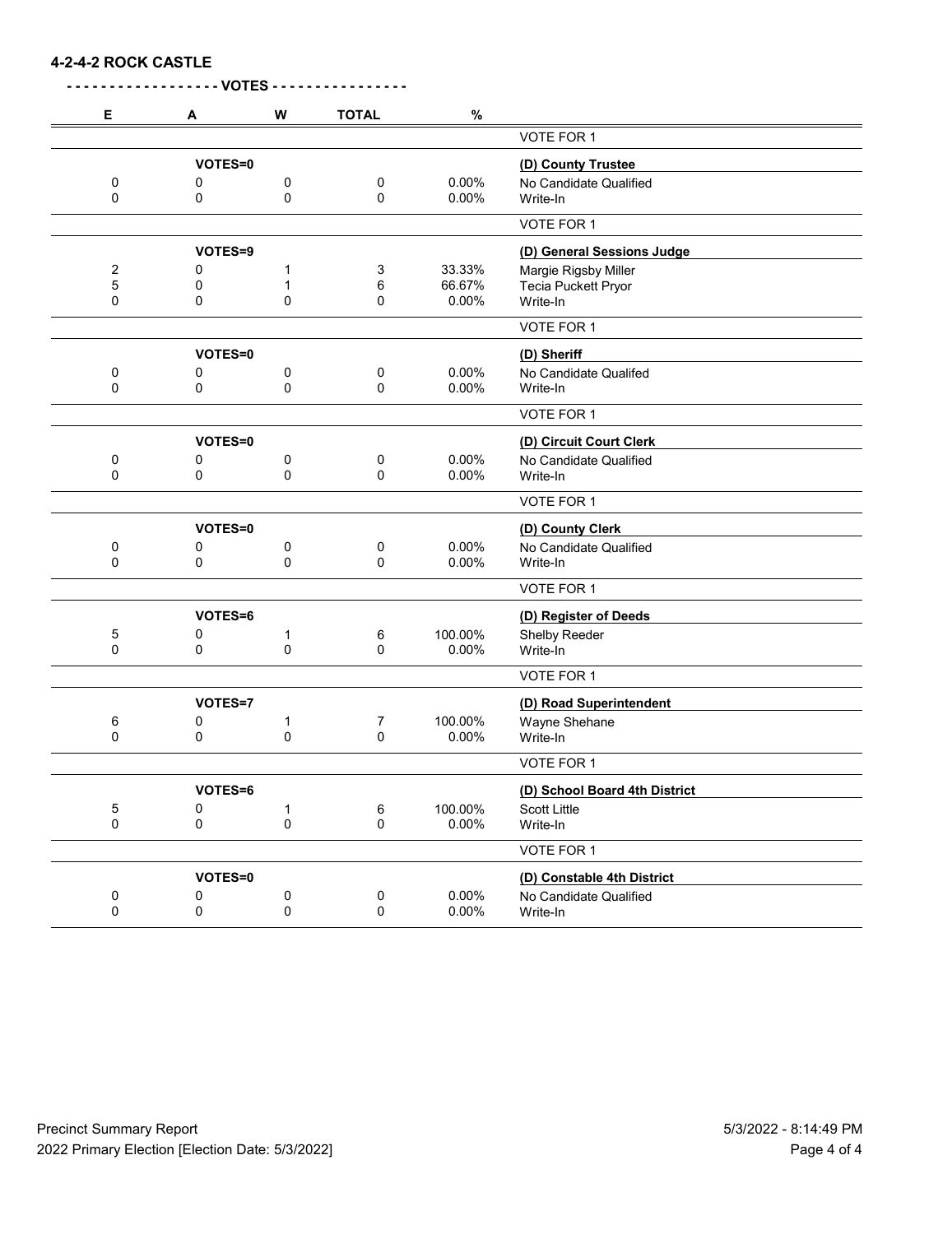**4-2-4-2 ROCK CASTLE**

**- - - - - - - - - - - - - - - - - - VOTES - - - - - - - - - - - - - - - -**

| E | A | W | TOTAL | % | |
|---|---|---|---|---|---|
| | | | | | VOTE FOR 1 |
| | VOTES=0 | | | | **(D) County Trustee** |
| 0 | 0 | 0 | 0 | 0.00% | No Candidate Qualified |
| 0 | 0 | 0 | 0 | 0.00% | Write-In |
| | | | | | VOTE FOR 1 |
| | VOTES=9 | | | | **(D) General Sessions Judge** |
| 2 | 0 | 1 | 3 | 33.33% | Margie Rigsby Miller |
| 5 | 0 | 1 | 6 | 66.67% | Tecia Puckett Pryor |
| 0 | 0 | 0 | 0 | 0.00% | Write-In |
| | | | | | VOTE FOR 1 |
| | VOTES=0 | | | | **(D) Sheriff** |
| 0 | 0 | 0 | 0 | 0.00% | No Candidate Qualifed |
| 0 | 0 | 0 | 0 | 0.00% | Write-In |
| | | | | | VOTE FOR 1 |
| | VOTES=0 | | | | **(D) Circuit Court Clerk** |
| 0 | 0 | 0 | 0 | 0.00% | No Candidate Qualified |
| 0 | 0 | 0 | 0 | 0.00% | Write-In |
| | | | | | VOTE FOR 1 |
| | VOTES=0 | | | | **(D) County Clerk** |
| 0 | 0 | 0 | 0 | 0.00% | No Candidate Qualified |
| 0 | 0 | 0 | 0 | 0.00% | Write-In |
| | | | | | VOTE FOR 1 |
| | VOTES=6 | | | | **(D) Register of Deeds** |
| 5 | 0 | 1 | 6 | 100.00% | Shelby Reeder |
| 0 | 0 | 0 | 0 | 0.00% | Write-In |
| | | | | | VOTE FOR 1 |
| | VOTES=7 | | | | **(D) Road Superintendent** |
| 6 | 0 | 1 | 7 | 100.00% | Wayne Shehane |
| 0 | 0 | 0 | 0 | 0.00% | Write-In |
| | | | | | VOTE FOR 1 |
| | VOTES=6 | | | | **(D) School Board 4th District** |
| 5 | 0 | 1 | 6 | 100.00% | Scott Little |
| 0 | 0 | 0 | 0 | 0.00% | Write-In |
| | | | | | VOTE FOR 1 |
| | VOTES=0 | | | | **(D) Constable 4th District** |
| 0 | 0 | 0 | 0 | 0.00% | No Candidate Qualified |
| 0 | 0 | 0 | 0 | 0.00% | Write-In |